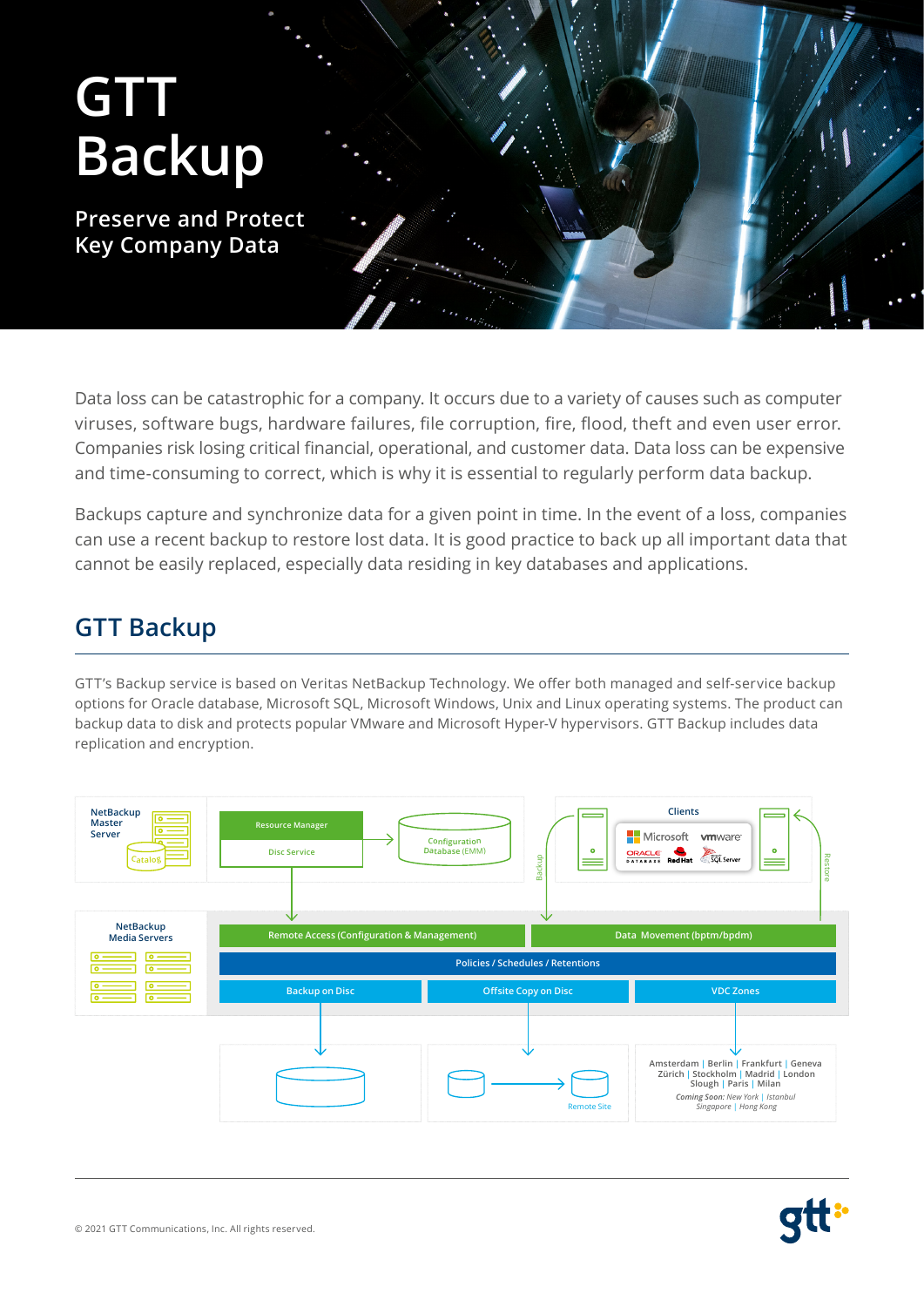# GTT Backup

## Preserve and Protect Key Company Data

Data loss can be catastrophic for a company. It occurs due to a variety of causes such as computer viruses, software bugs, hardware failures, file corruption, fire, flood, theft and even user error. Companies risk losing critical financial, operational, and customer data. Data loss can be expensive and time-consuming to correct, which is why it is essential to regularly perform data backup.

Backups capture and synchronize data for a given point in time. In the event of a loss, companies can use a recent backup to restore lost data. It is good practice to back up all important data that cannot be easily replaced, especially data residing in key databases and applications.

## GTT Backup

GTT's Backup service is based on Veritas NetBackup Technology. We offer both managed and self-service backup options for Oracle database, Microsoft SQL, Microsoft Windows, Unix and Linux operating systems. The product can backup data to disk and protects popular VMware and Microsoft Hyper-V hypervisors. GTT Backup includes data replication and encryption.

NetBackup Master Server

Catalog

Resource Manager

Disc Service

Configuration Database (EMM)

Clients

Microsoft vmware ORACLE DATABASE RedHat SQL Server

Backup

Restore

NetBackup Media Servers

Remote Access (Configuration & Management)

Data Movement (bptm/bpdm)

Policies / Schedules / Retentions

Backup on Disc

Offsite Copy on Disc

VDC Zones

Remote Site

Amsterdam | Berlin | Frankfurt | Geneva
Zürich | Stockholm | Madrid | London
Slough | Paris | Milan

*Coming Soon:* *New York* | *Istanbul*
*Singapore* | *Hong Kong*

© 2021 GTT Communications, Inc. All rights reserved.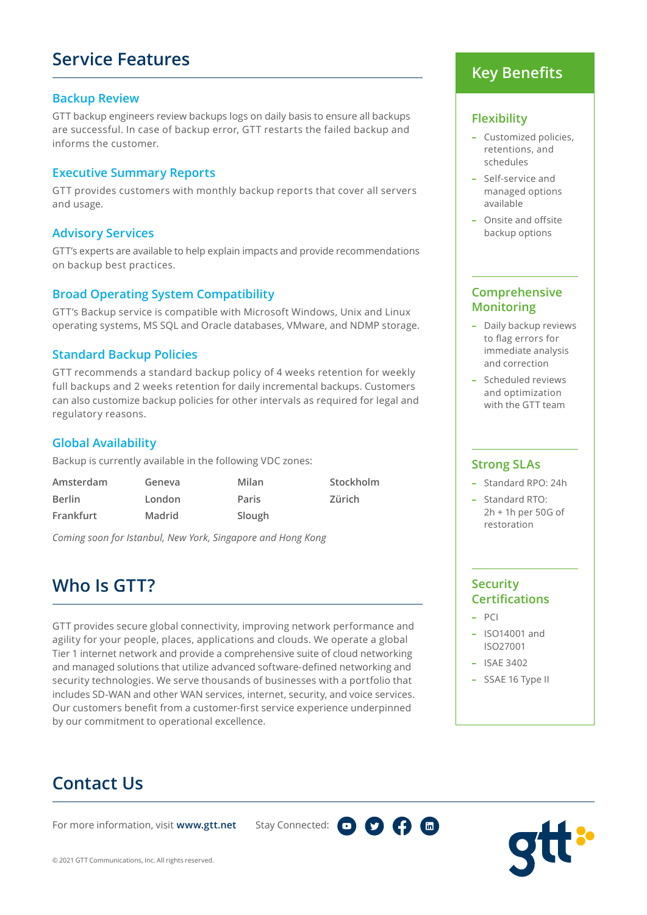## Service Features

### Backup Review

GTT backup engineers review backups logs on daily basis to ensure all backups are successful. In case of backup error, GTT restarts the failed backup and informs the customer.

### Executive Summary Reports

GTT provides customers with monthly backup reports that cover all servers and usage.

### Advisory Services

GTT's experts are available to help explain impacts and provide recommendations on backup best practices.

### Broad Operating System Compatibility

GTT's Backup service is compatible with Microsoft Windows, Unix and Linux operating systems, MS SQL and Oracle databases, VMware, and NDMP storage.

### Standard Backup Policies

GTT recommends a standard backup policy of 4 weeks retention for weekly full backups and 2 weeks retention for daily incremental backups. Customers can also customize backup policies for other intervals as required for legal and regulatory reasons.

### Global Availability

Backup is currently available in the following VDC zones:

| | | | |
|---|---|---|---|
| Amsterdam | Geneva | Milan | Stockholm |
| Berlin | London | Paris | Zürich |
| Frankfurt | Madrid | Slough | |

*Coming soon for Istanbul, New York, Singapore and Hong Kong*

## Key Benefits

### Flexibility

- Customized policies, retentions, and schedules
- Self-service and managed options available
- Onsite and offsite backup options

### Comprehensive Monitoring

- Daily backup reviews to flag errors for immediate analysis and correction
- Scheduled reviews and optimization with the GTT team

### Strong SLAs

- Standard RPO: 24h
- Standard RTO: 2h + 1h per 50G of restoration

### Security Certifications

- PCI
- ISO14001 and ISO27001
- ISAE 3402
- SSAE 16 Type II

## Who Is GTT?

GTT provides secure global connectivity, improving network performance and agility for your people, places, applications and clouds. We operate a global Tier 1 internet network and provide a comprehensive suite of cloud networking and managed solutions that utilize advanced software-defined networking and security technologies. We serve thousands of businesses with a portfolio that includes SD-WAN and other WAN services, internet, security, and voice services. Our customers benefit from a customer-first service experience underpinned by our commitment to operational excellence.

## Contact Us

For more information, visit **www.gtt.net**

Stay Connected:

© 2021 GTT Communications, Inc. All rights reserved.